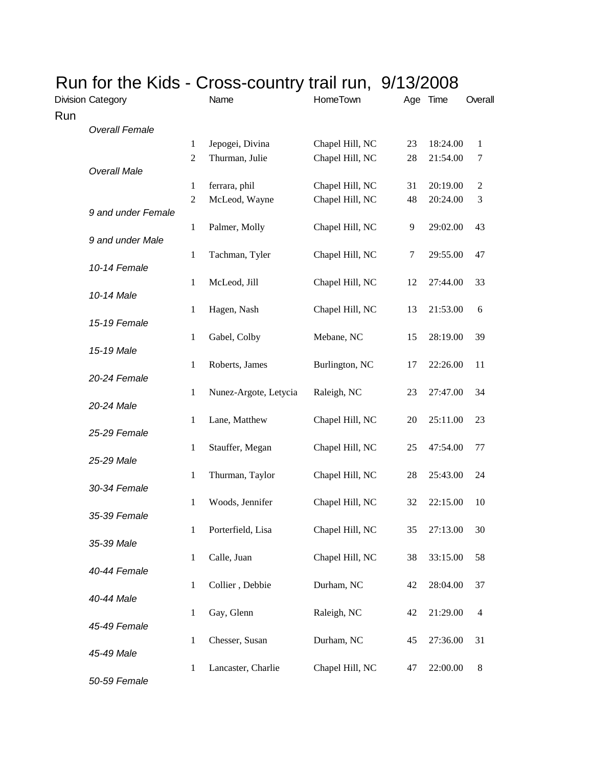# Run for the Kids - Cross-country trail run, 9/13/2008

| Division | Category | | Name | HomeTown | Age | Time | Overall |
|---|---|---|---|---|---|---|---|
| Run | | | | | | | |
| | *Overall Female* | | | | | | |
| | | 1 | Jepogei, Divina | Chapel Hill, NC | 23 | 18:24.00 | 1 |
| | | 2 | Thurman, Julie | Chapel Hill, NC | 28 | 21:54.00 | 7 |
| | *Overall Male* | | | | | | |
| | | 1 | ferrara, phil | Chapel Hill, NC | 31 | 20:19.00 | 2 |
| | | 2 | McLeod, Wayne | Chapel Hill, NC | 48 | 20:24.00 | 3 |
| | *9 and under Female* | | | | | | |
| | | 1 | Palmer, Molly | Chapel Hill, NC | 9 | 29:02.00 | 43 |
| | *9 and under Male* | | | | | | |
| | | 1 | Tachman, Tyler | Chapel Hill, NC | 7 | 29:55.00 | 47 |
| | *10-14 Female* | | | | | | |
| | | 1 | McLeod, Jill | Chapel Hill, NC | 12 | 27:44.00 | 33 |
| | *10-14 Male* | | | | | | |
| | | 1 | Hagen, Nash | Chapel Hill, NC | 13 | 21:53.00 | 6 |
| | *15-19 Female* | | | | | | |
| | | 1 | Gabel, Colby | Mebane, NC | 15 | 28:19.00 | 39 |
| | *15-19 Male* | | | | | | |
| | | 1 | Roberts, James | Burlington, NC | 17 | 22:26.00 | 11 |
| | *20-24 Female* | | | | | | |
| | | 1 | Nunez-Argote, Letycia | Raleigh, NC | 23 | 27:47.00 | 34 |
| | *20-24 Male* | | | | | | |
| | | 1 | Lane, Matthew | Chapel Hill, NC | 20 | 25:11.00 | 23 |
| | *25-29 Female* | | | | | | |
| | | 1 | Stauffer, Megan | Chapel Hill, NC | 25 | 47:54.00 | 77 |
| | *25-29 Male* | | | | | | |
| | | 1 | Thurman, Taylor | Chapel Hill, NC | 28 | 25:43.00 | 24 |
| | *30-34 Female* | | | | | | |
| | | 1 | Woods, Jennifer | Chapel Hill, NC | 32 | 22:15.00 | 10 |
| | *35-39 Female* | | | | | | |
| | | 1 | Porterfield, Lisa | Chapel Hill, NC | 35 | 27:13.00 | 30 |
| | *35-39 Male* | | | | | | |
| | | 1 | Calle, Juan | Chapel Hill, NC | 38 | 33:15.00 | 58 |
| | *40-44 Female* | | | | | | |
| | | 1 | Collier , Debbie | Durham, NC | 42 | 28:04.00 | 37 |
| | *40-44 Male* | | | | | | |
| | | 1 | Gay, Glenn | Raleigh, NC | 42 | 21:29.00 | 4 |
| | *45-49 Female* | | | | | | |
| | | 1 | Chesser, Susan | Durham, NC | 45 | 27:36.00 | 31 |
| | *45-49 Male* | | | | | | |
| | | 1 | Lancaster, Charlie | Chapel Hill, NC | 47 | 22:00.00 | 8 |
| | *50-59 Female* | | | | | | |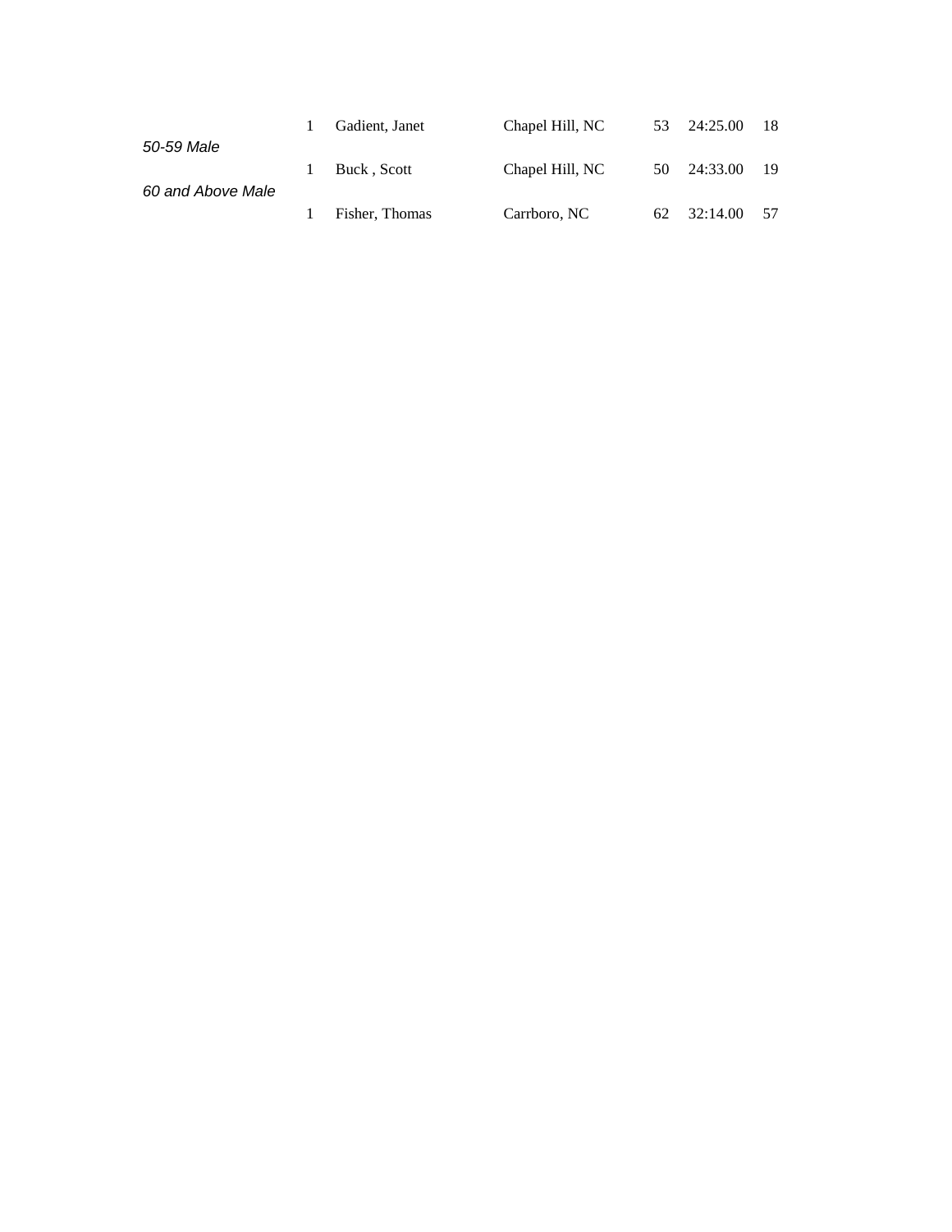| | | | | | | |
|---|---|---|---|---|---|---|
| | 1 | Gadient, Janet | Chapel Hill, NC | 53 | 24:25.00 | 18 |
| *50-59 Male* | | | | | | |
| | 1 | Buck , Scott | Chapel Hill, NC | 50 | 24:33.00 | 19 |
| *60 and Above Male* | | | | | | |
| | 1 | Fisher, Thomas | Carrboro, NC | 62 | 32:14.00 | 57 |